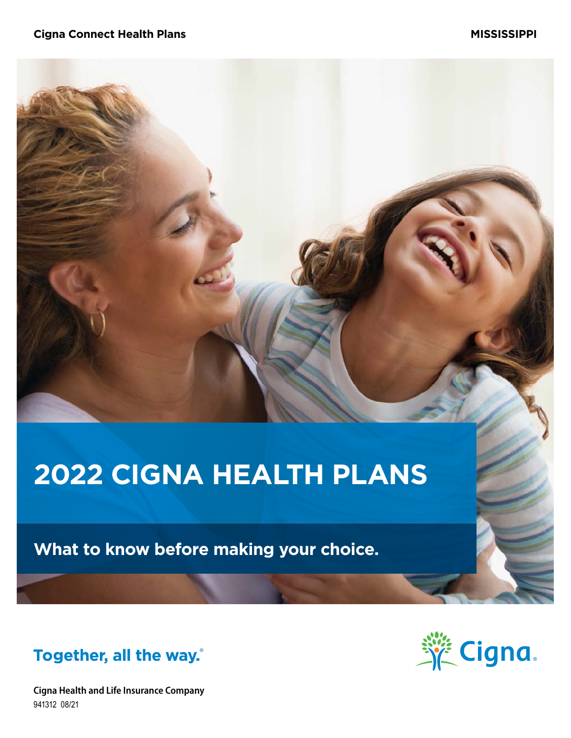**Cigna Connect Health Plans** **MISSISSIPPI**

# 2022 CIGNA HEALTH PLANS

## What to know before making your choice.

Together, all the way.®

Cigna.

**Cigna Health and Life Insurance Company**
941312 08/21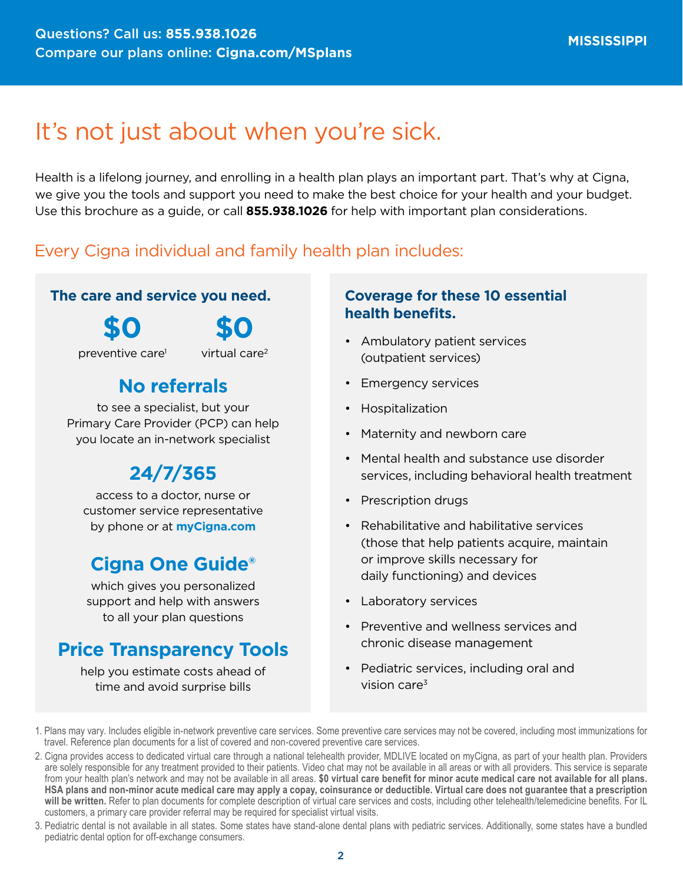Questions? Call us: **855.938.1026**
Compare our plans online: **Cigna.com/MSplans**

**MISSISSIPPI**

# It's not just about when you're sick.

Health is a lifelong journey, and enrolling in a health plan plays an important part. That's why at Cigna, we give you the tools and support you need to make the best choice for your health and your budget. Use this brochure as a guide, or call **855.938.1026** for help with important plan considerations.

## Every Cigna individual and family health plan includes:

### The care and service you need.

**$0** preventive care[1]

**$0** virtual care[2]

**No referrals**
to see a specialist, but your Primary Care Provider (PCP) can help you locate an in-network specialist

**24/7/365**
access to a doctor, nurse or customer service representative by phone or at **myCigna.com**

**Cigna One Guide®**
which gives you personalized support and help with answers to all your plan questions

**Price Transparency Tools**
help you estimate costs ahead of time and avoid surprise bills

### Coverage for these 10 essential health benefits.

- Ambulatory patient services (outpatient services)
- Emergency services
- Hospitalization
- Maternity and newborn care
- Mental health and substance use disorder services, including behavioral health treatment
- Prescription drugs
- Rehabilitative and habilitative services (those that help patients acquire, maintain or improve skills necessary for daily functioning) and devices
- Laboratory services
- Preventive and wellness services and chronic disease management
- Pediatric services, including oral and vision care[3]

1. Plans may vary. Includes eligible in-network preventive care services. Some preventive care services may not be covered, including most immunizations for travel. Reference plan documents for a list of covered and non-covered preventive care services.
2. Cigna provides access to dedicated virtual care through a national telehealth provider, MDLIVE located on myCigna, as part of your health plan. Providers are solely responsible for any treatment provided to their patients. Video chat may not be available in all areas or with all providers. This service is separate from your health plan's network and may not be available in all areas. **$0 virtual care benefit for minor acute medical care not available for all plans. HSA plans and non-minor acute medical care may apply a copay, coinsurance or deductible. Virtual care does not guarantee that a prescription will be written.** Refer to plan documents for complete description of virtual care services and costs, including other telehealth/telemedicine benefits. For IL customers, a primary care provider referral may be required for specialist virtual visits.
3. Pediatric dental is not available in all states. Some states have stand-alone dental plans with pediatric services. Additionally, some states have a bundled pediatric dental option for off-exchange consumers.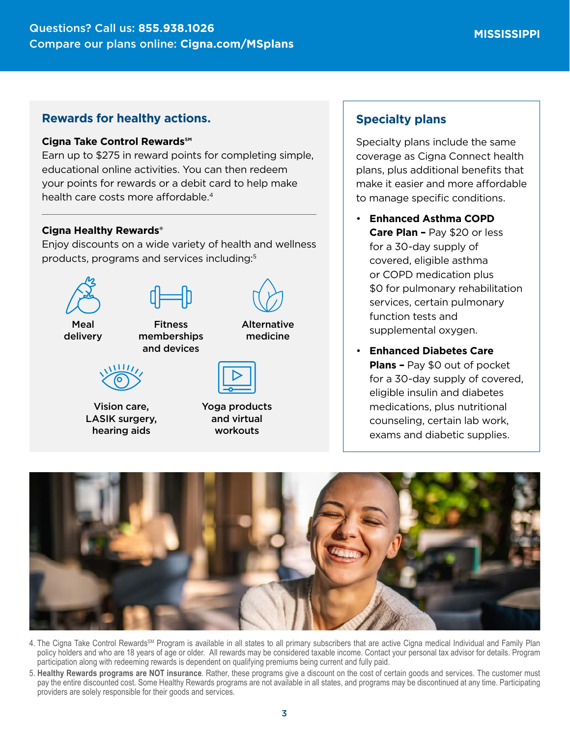## Rewards for healthy actions.

**Cigna Take Control Rewards℠**

Earn up to $275 in reward points for completing simple, educational online activities. You can then redeem your points for rewards or a debit card to help make health care costs more affordable.[4]

---

**Cigna Healthy Rewards®**

Enjoy discounts on a wide variety of health and wellness products, programs and services including:[5]

- Meal delivery
- Fitness memberships and devices
- Alternative medicine
- Vision care, LASIK surgery, hearing aids
- Yoga products and virtual workouts

## Specialty plans

Specialty plans include the same coverage as Cigna Connect health plans, plus additional benefits that make it easier and more affordable to manage specific conditions.

- **Enhanced Asthma COPD Care Plan –** Pay $20 or less for a 30-day supply of covered, eligible asthma or COPD medication plus $0 for pulmonary rehabilitation services, certain pulmonary function tests and supplemental oxygen.
- **Enhanced Diabetes Care Plans –** Pay $0 out of pocket for a 30-day supply of covered, eligible insulin and diabetes medications, plus nutritional counseling, certain lab work, exams and diabetic supplies.

4. The Cigna Take Control Rewards℠ Program is available in all states to all primary subscribers that are active Cigna medical Individual and Family Plan policy holders and who are 18 years of age or older. All rewards may be considered taxable income. Contact your personal tax advisor for details. Program participation along with redeeming rewards is dependent on qualifying premiums being current and fully paid.

5. **Healthy Rewards programs are NOT insurance**. Rather, these programs give a discount on the cost of certain goods and services. The customer must pay the entire discounted cost. Some Healthy Rewards programs are not available in all states, and programs may be discontinued at any time. Participating providers are solely responsible for their goods and services.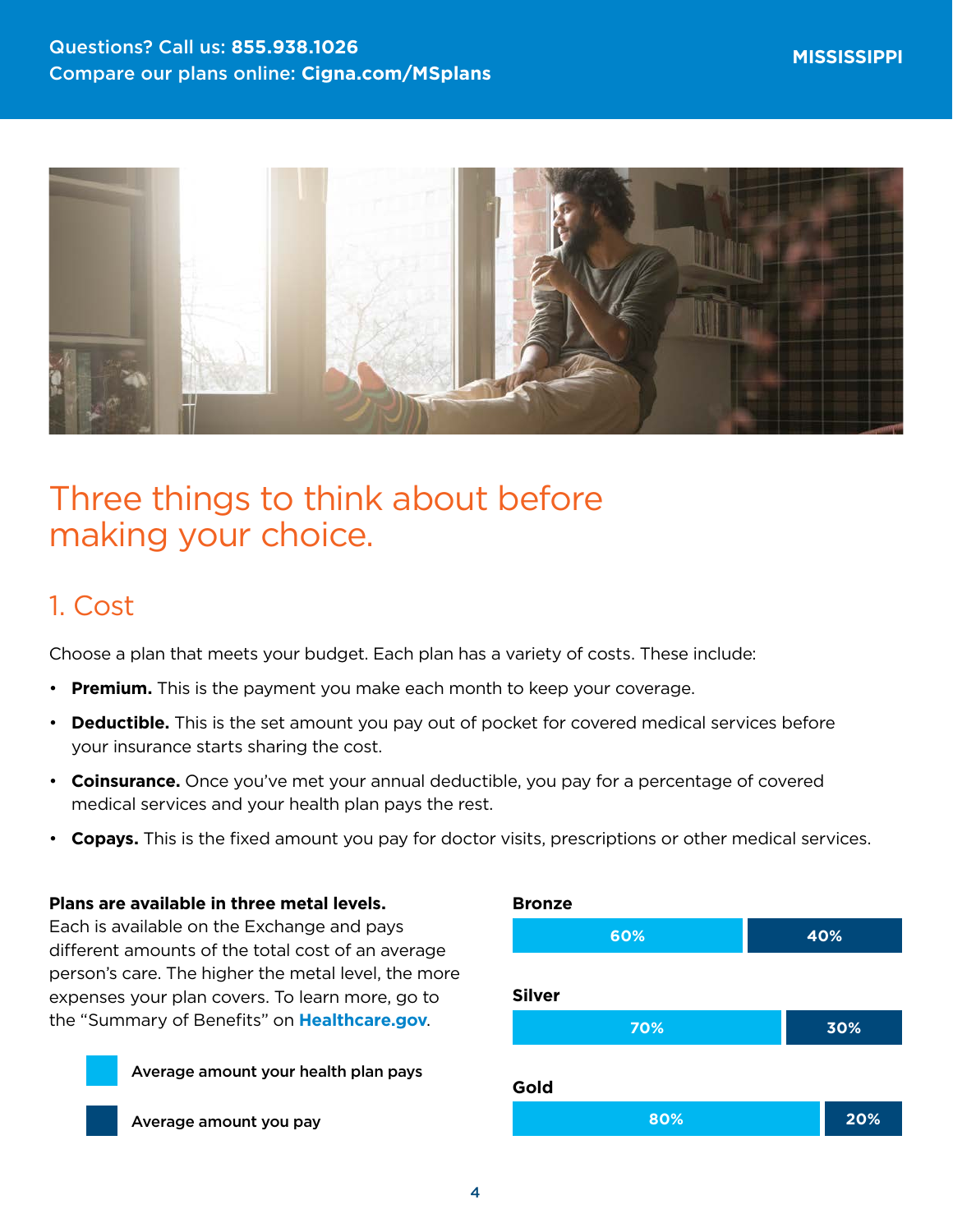Questions? Call us: **855.938.1026**
Compare our plans online: **Cigna.com/MSplans**

**MISSISSIPPI**

# Three things to think about before making your choice.

## 1. Cost

Choose a plan that meets your budget. Each plan has a variety of costs. These include:

- **Premium.** This is the payment you make each month to keep your coverage.
- **Deductible.** This is the set amount you pay out of pocket for covered medical services before your insurance starts sharing the cost.
- **Coinsurance.** Once you've met your annual deductible, you pay for a percentage of covered medical services and your health plan pays the rest.
- **Copays.** This is the fixed amount you pay for doctor visits, prescriptions or other medical services.

**Plans are available in three metal levels.** Each is available on the Exchange and pays different amounts of the total cost of an average person's care. The higher the metal level, the more expenses your plan covers. To learn more, go to the "Summary of Benefits" on **Healthcare.gov**.

| Metal level | Average amount your health plan pays | Average amount you pay |
| --- | --- | --- |
| Bronze | 60% | 40% |
| Silver | 70% | 30% |
| Gold | 80% | 20% |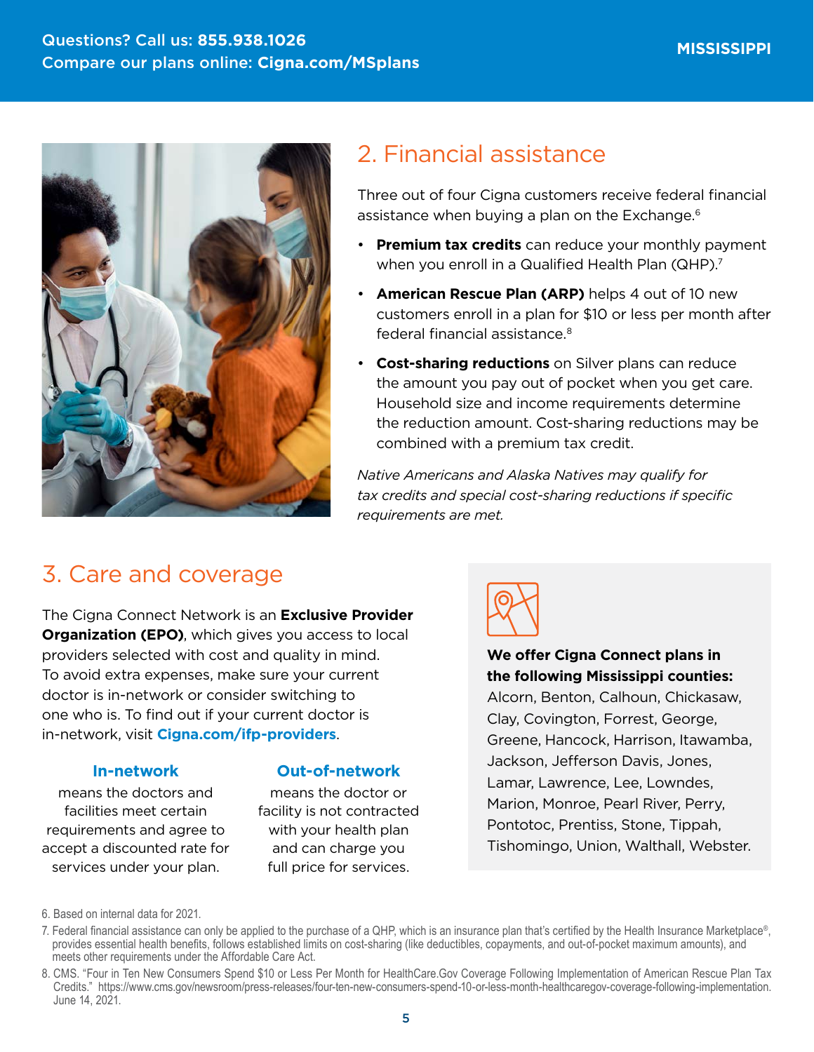## 2. Financial assistance

Three out of four Cigna customers receive federal financial assistance when buying a plan on the Exchange.[6]

- **Premium tax credits** can reduce your monthly payment when you enroll in a Qualified Health Plan (QHP).[7]
- **American Rescue Plan (ARP)** helps 4 out of 10 new customers enroll in a plan for $10 or less per month after federal financial assistance.[8]
- **Cost-sharing reductions** on Silver plans can reduce the amount you pay out of pocket when you get care. Household size and income requirements determine the reduction amount. Cost-sharing reductions may be combined with a premium tax credit.

*Native Americans and Alaska Natives may qualify for tax credits and special cost-sharing reductions if specific requirements are met.*

## 3. Care and coverage

The Cigna Connect Network is an **Exclusive Provider Organization (EPO)**, which gives you access to local providers selected with cost and quality in mind. To avoid extra expenses, make sure your current doctor is in-network or consider switching to one who is. To find out if your current doctor is in-network, visit **Cigna.com/ifp-providers**.

**In-network**
means the doctors and facilities meet certain requirements and agree to accept a discounted rate for services under your plan.

**Out-of-network**
means the doctor or facility is not contracted with your health plan and can charge you full price for services.

**We offer Cigna Connect plans in the following Mississippi counties:**
Alcorn, Benton, Calhoun, Chickasaw, Clay, Covington, Forrest, George, Greene, Hancock, Harrison, Itawamba, Jackson, Jefferson Davis, Jones, Lamar, Lawrence, Lee, Lowndes, Marion, Monroe, Pearl River, Perry, Pontotoc, Prentiss, Stone, Tippah, Tishomingo, Union, Walthall, Webster.

6. Based on internal data for 2021.
7. Federal financial assistance can only be applied to the purchase of a QHP, which is an insurance plan that's certified by the Health Insurance Marketplace®, provides essential health benefits, follows established limits on cost-sharing (like deductibles, copayments, and out-of-pocket maximum amounts), and meets other requirements under the Affordable Care Act.
8. CMS. "Four in Ten New Consumers Spend $10 or Less Per Month for HealthCare.Gov Coverage Following Implementation of American Rescue Plan Tax Credits." https://www.cms.gov/newsroom/press-releases/four-ten-new-consumers-spend-10-or-less-month-healthcaregov-coverage-following-implementation. June 14, 2021.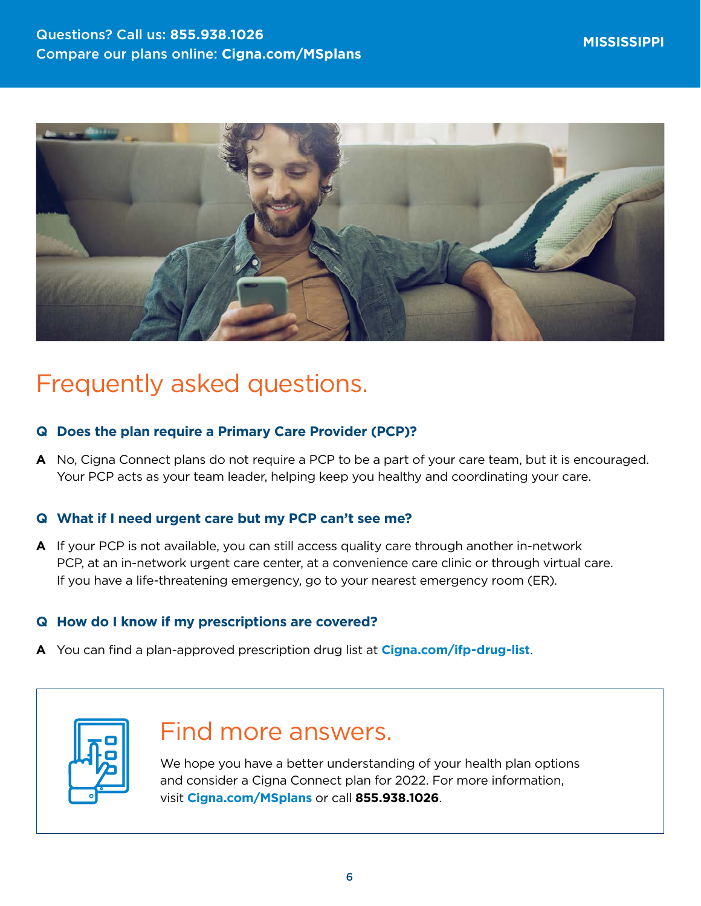Questions? Call us: **855.938.1026**
Compare our plans online: **Cigna.com/MSplans**

**MISSISSIPPI**

# Frequently asked questions.

**Q Does the plan require a Primary Care Provider (PCP)?**

**A** No, Cigna Connect plans do not require a PCP to be a part of your care team, but it is encouraged. Your PCP acts as your team leader, helping keep you healthy and coordinating your care.

**Q What if I need urgent care but my PCP can't see me?**

**A** If your PCP is not available, you can still access quality care through another in-network PCP, at an in-network urgent care center, at a convenience care clinic or through virtual care. If you have a life-threatening emergency, go to your nearest emergency room (ER).

**Q How do I know if my prescriptions are covered?**

**A** You can find a plan-approved prescription drug list at **Cigna.com/ifp-drug-list**.

## Find more answers.

We hope you have a better understanding of your health plan options and consider a Cigna Connect plan for 2022. For more information, visit **Cigna.com/MSplans** or call **855.938.1026**.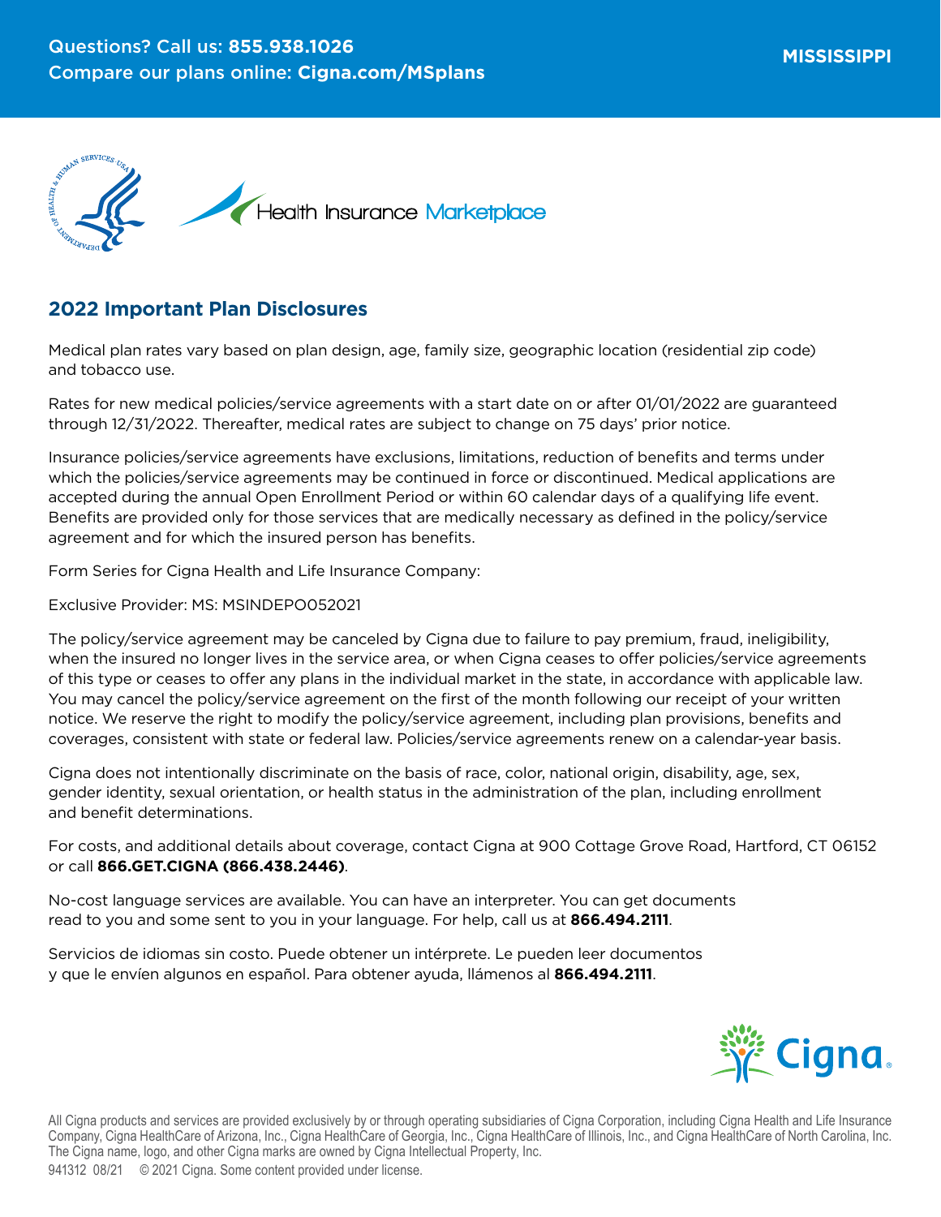Questions? Call us: **855.938.1026**
Compare our plans online: **Cigna.com/MSplans**

**MISSISSIPPI**

Health Insurance Marketplace

## 2022 Important Plan Disclosures

Medical plan rates vary based on plan design, age, family size, geographic location (residential zip code) and tobacco use.

Rates for new medical policies/service agreements with a start date on or after 01/01/2022 are guaranteed through 12/31/2022. Thereafter, medical rates are subject to change on 75 days' prior notice.

Insurance policies/service agreements have exclusions, limitations, reduction of benefits and terms under which the policies/service agreements may be continued in force or discontinued. Medical applications are accepted during the annual Open Enrollment Period or within 60 calendar days of a qualifying life event. Benefits are provided only for those services that are medically necessary as defined in the policy/service agreement and for which the insured person has benefits.

Form Series for Cigna Health and Life Insurance Company:

Exclusive Provider: MS: MSINDEPO052021

The policy/service agreement may be canceled by Cigna due to failure to pay premium, fraud, ineligibility, when the insured no longer lives in the service area, or when Cigna ceases to offer policies/service agreements of this type or ceases to offer any plans in the individual market in the state, in accordance with applicable law. You may cancel the policy/service agreement on the first of the month following our receipt of your written notice. We reserve the right to modify the policy/service agreement, including plan provisions, benefits and coverages, consistent with state or federal law. Policies/service agreements renew on a calendar-year basis.

Cigna does not intentionally discriminate on the basis of race, color, national origin, disability, age, sex, gender identity, sexual orientation, or health status in the administration of the plan, including enrollment and benefit determinations.

For costs, and additional details about coverage, contact Cigna at 900 Cottage Grove Road, Hartford, CT 06152 or call **866.GET.CIGNA (866.438.2446)**.

No-cost language services are available. You can have an interpreter. You can get documents read to you and some sent to you in your language. For help, call us at **866.494.2111**.

Servicios de idiomas sin costo. Puede obtener un intérprete. Le pueden leer documentos y que le envíen algunos en español. Para obtener ayuda, llámenos al **866.494.2111**.

All Cigna products and services are provided exclusively by or through operating subsidiaries of Cigna Corporation, including Cigna Health and Life Insurance Company, Cigna HealthCare of Arizona, Inc., Cigna HealthCare of Georgia, Inc., Cigna HealthCare of Illinois, Inc., and Cigna HealthCare of North Carolina, Inc. The Cigna name, logo, and other Cigna marks are owned by Cigna Intellectual Property, Inc.

941312 08/21 © 2021 Cigna. Some content provided under license.